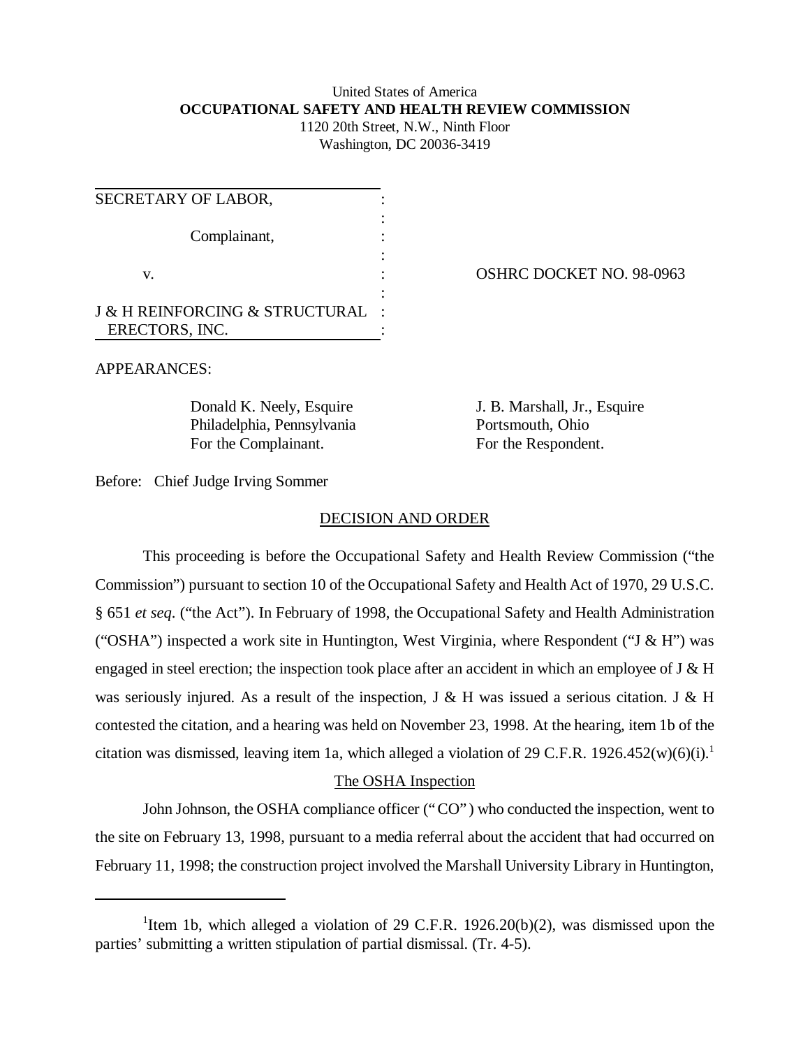United States of America
**OCCUPATIONAL SAFETY AND HEALTH REVIEW COMMISSION**
1120 20th Street, N.W., Ninth Floor
Washington, DC 20036-3419

SECRETARY OF LABOR,

Complainant,

v.

J & H REINFORCING & STRUCTURAL ERECTORS, INC.

OSHRC DOCKET NO. 98-0963

APPEARANCES:

Donald K. Neely, Esquire
Philadelphia, Pennsylvania
For the Complainant.

J. B. Marshall, Jr., Esquire
Portsmouth, Ohio
For the Respondent.

Before: Chief Judge Irving Sommer

DECISION AND ORDER

This proceeding is before the Occupational Safety and Health Review Commission ("the Commission") pursuant to section 10 of the Occupational Safety and Health Act of 1970, 29 U.S.C. § 651 *et seq*. ("the Act"). In February of 1998, the Occupational Safety and Health Administration ("OSHA") inspected a work site in Huntington, West Virginia, where Respondent ("J & H") was engaged in steel erection; the inspection took place after an accident in which an employee of J & H was seriously injured. As a result of the inspection, J & H was issued a serious citation. J & H contested the citation, and a hearing was held on November 23, 1998. At the hearing, item 1b of the citation was dismissed, leaving item 1a, which alleged a violation of 29 C.F.R. 1926.452(w)(6)(i).[1]

The OSHA Inspection

John Johnson, the OSHA compliance officer ("CO") who conducted the inspection, went to the site on February 13, 1998, pursuant to a media referral about the accident that had occurred on February 11, 1998; the construction project involved the Marshall University Library in Huntington,

[1]Item 1b, which alleged a violation of 29 C.F.R. 1926.20(b)(2), was dismissed upon the parties' submitting a written stipulation of partial dismissal. (Tr. 4-5).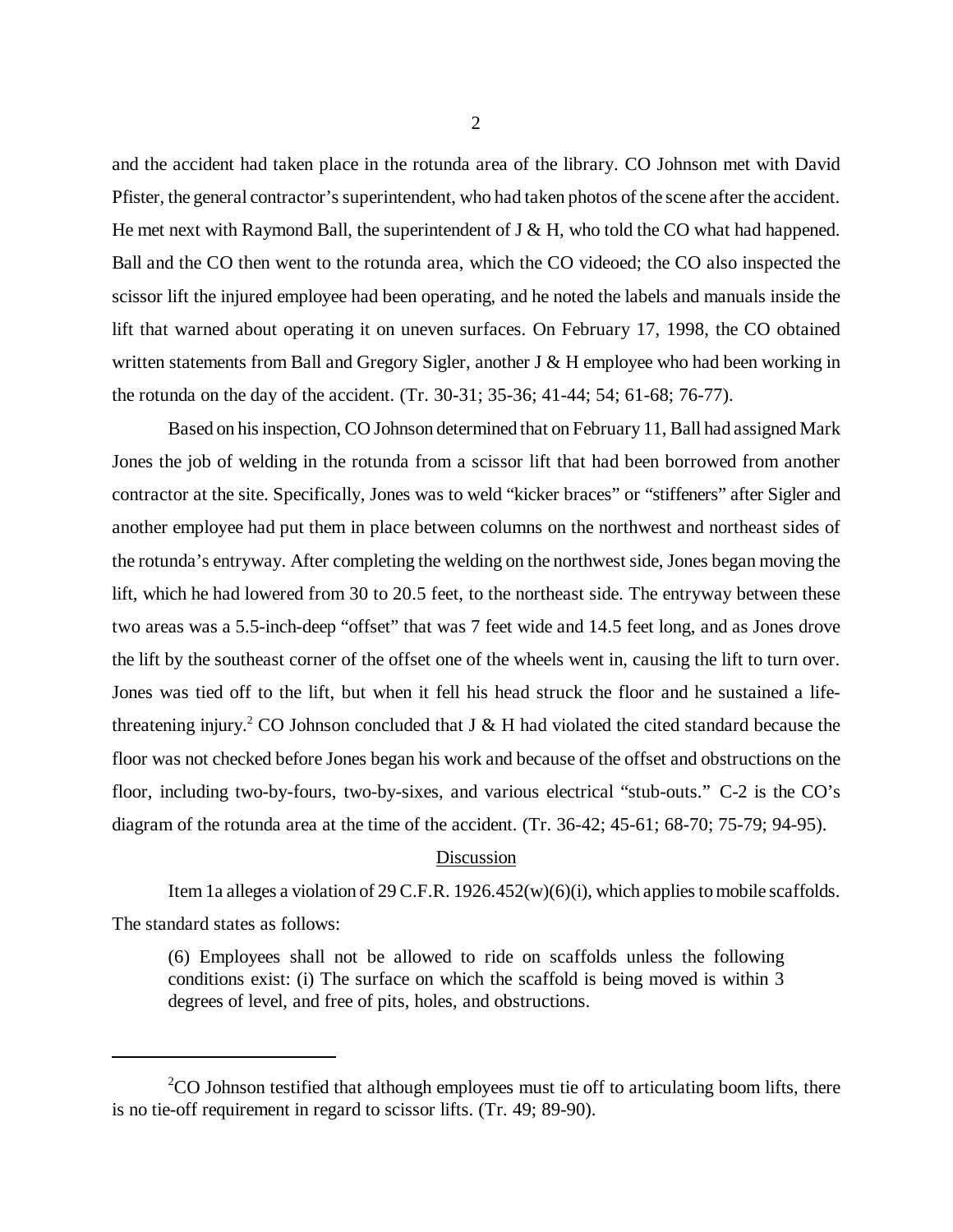and the accident had taken place in the rotunda area of the library. CO Johnson met with David Pfister, the general contractor's superintendent, who had taken photos of the scene after the accident. He met next with Raymond Ball, the superintendent of J & H, who told the CO what had happened. Ball and the CO then went to the rotunda area, which the CO videoed; the CO also inspected the scissor lift the injured employee had been operating, and he noted the labels and manuals inside the lift that warned about operating it on uneven surfaces. On February 17, 1998, the CO obtained written statements from Ball and Gregory Sigler, another J & H employee who had been working in the rotunda on the day of the accident. (Tr. 30-31; 35-36; 41-44; 54; 61-68; 76-77).

Based on his inspection, CO Johnson determined that on February 11, Ball had assigned Mark Jones the job of welding in the rotunda from a scissor lift that had been borrowed from another contractor at the site. Specifically, Jones was to weld "kicker braces" or "stiffeners" after Sigler and another employee had put them in place between columns on the northwest and northeast sides of the rotunda's entryway. After completing the welding on the northwest side, Jones began moving the lift, which he had lowered from 30 to 20.5 feet, to the northeast side. The entryway between these two areas was a 5.5-inch-deep "offset" that was 7 feet wide and 14.5 feet long, and as Jones drove the lift by the southeast corner of the offset one of the wheels went in, causing the lift to turn over. Jones was tied off to the lift, but when it fell his head struck the floor and he sustained a life-threatening injury.[2] CO Johnson concluded that J & H had violated the cited standard because the floor was not checked before Jones began his work and because of the offset and obstructions on the floor, including two-by-fours, two-by-sixes, and various electrical "stub-outs." C-2 is the CO's diagram of the rotunda area at the time of the accident. (Tr. 36-42; 45-61; 68-70; 75-79; 94-95).

## Discussion

Item 1a alleges a violation of 29 C.F.R. 1926.452(w)(6)(i), which applies to mobile scaffolds. The standard states as follows:

> (6) Employees shall not be allowed to ride on scaffolds unless the following conditions exist: (i) The surface on which the scaffold is being moved is within 3 degrees of level, and free of pits, holes, and obstructions.

---

[2] CO Johnson testified that although employees must tie off to articulating boom lifts, there is no tie-off requirement in regard to scissor lifts. (Tr. 49; 89-90).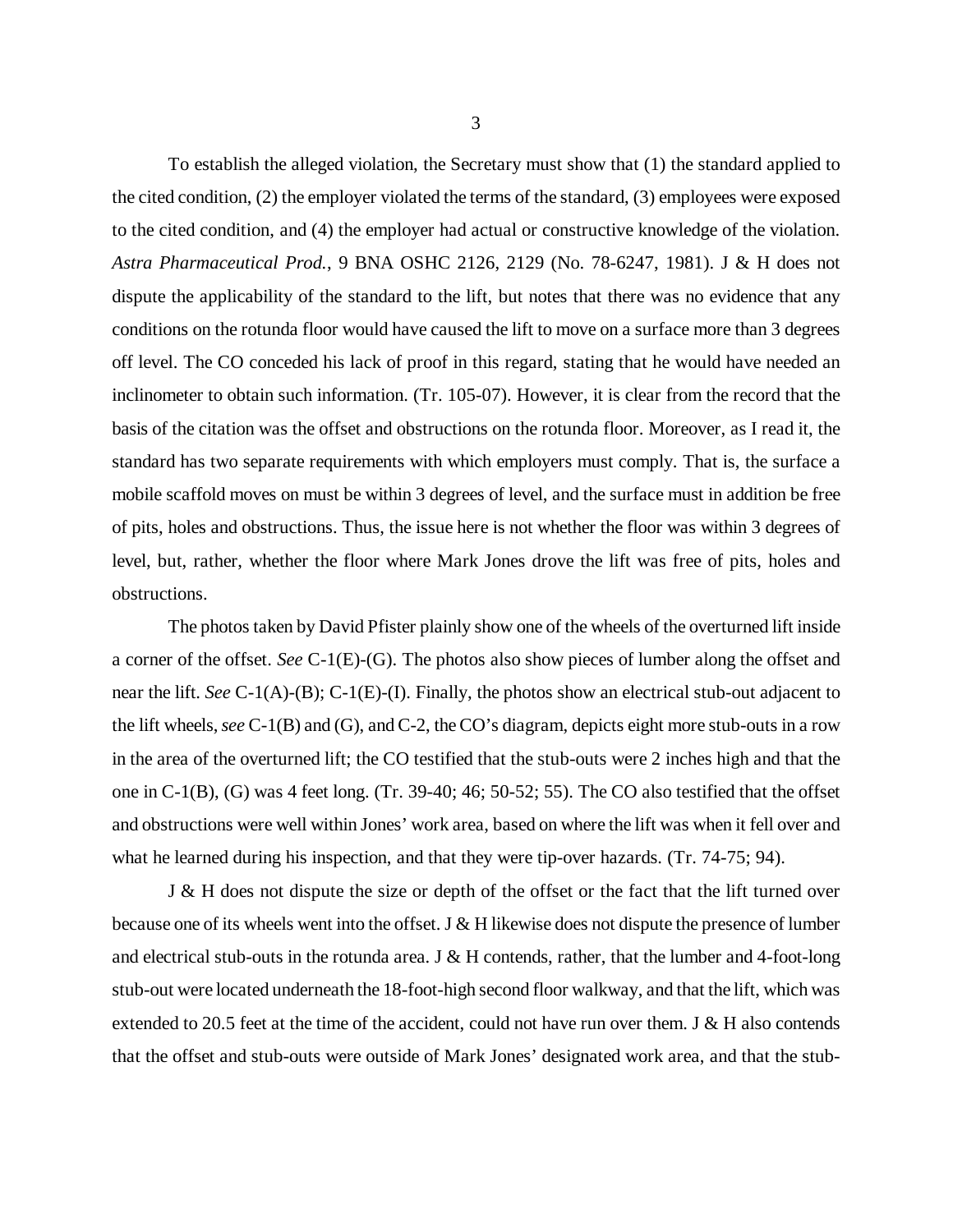To establish the alleged violation, the Secretary must show that (1) the standard applied to the cited condition, (2) the employer violated the terms of the standard, (3) employees were exposed to the cited condition, and (4) the employer had actual or constructive knowledge of the violation. *Astra Pharmaceutical Prod.*, 9 BNA OSHC 2126, 2129 (No. 78-6247, 1981). J & H does not dispute the applicability of the standard to the lift, but notes that there was no evidence that any conditions on the rotunda floor would have caused the lift to move on a surface more than 3 degrees off level. The CO conceded his lack of proof in this regard, stating that he would have needed an inclinometer to obtain such information. (Tr. 105-07). However, it is clear from the record that the basis of the citation was the offset and obstructions on the rotunda floor. Moreover, as I read it, the standard has two separate requirements with which employers must comply. That is, the surface a mobile scaffold moves on must be within 3 degrees of level, and the surface must in addition be free of pits, holes and obstructions. Thus, the issue here is not whether the floor was within 3 degrees of level, but, rather, whether the floor where Mark Jones drove the lift was free of pits, holes and obstructions.

The photos taken by David Pfister plainly show one of the wheels of the overturned lift inside a corner of the offset. *See* C-1(E)-(G). The photos also show pieces of lumber along the offset and near the lift. *See* C-1(A)-(B); C-1(E)-(I). Finally, the photos show an electrical stub-out adjacent to the lift wheels, *see* C-1(B) and (G), and C-2, the CO's diagram, depicts eight more stub-outs in a row in the area of the overturned lift; the CO testified that the stub-outs were 2 inches high and that the one in C-1(B), (G) was 4 feet long. (Tr. 39-40; 46; 50-52; 55). The CO also testified that the offset and obstructions were well within Jones' work area, based on where the lift was when it fell over and what he learned during his inspection, and that they were tip-over hazards. (Tr. 74-75; 94).

J & H does not dispute the size or depth of the offset or the fact that the lift turned over because one of its wheels went into the offset. J & H likewise does not dispute the presence of lumber and electrical stub-outs in the rotunda area. J & H contends, rather, that the lumber and 4-foot-long stub-out were located underneath the 18-foot-high second floor walkway, and that the lift, which was extended to 20.5 feet at the time of the accident, could not have run over them. J & H also contends that the offset and stub-outs were outside of Mark Jones' designated work area, and that the stub-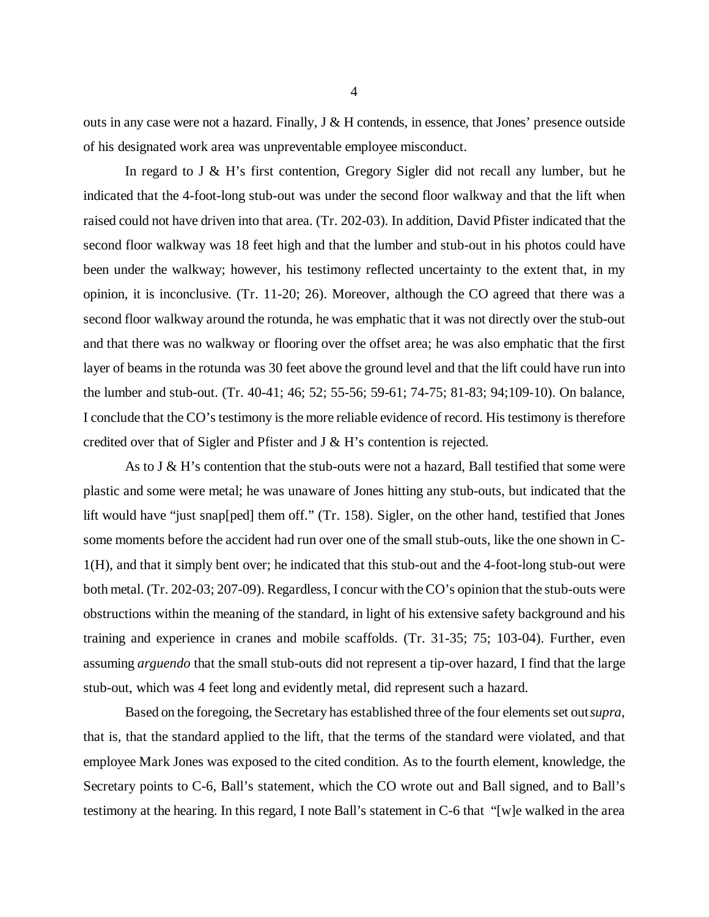outs in any case were not a hazard. Finally, J & H contends, in essence, that Jones' presence outside of his designated work area was unpreventable employee misconduct.

In regard to J & H's first contention, Gregory Sigler did not recall any lumber, but he indicated that the 4-foot-long stub-out was under the second floor walkway and that the lift when raised could not have driven into that area. (Tr. 202-03). In addition, David Pfister indicated that the second floor walkway was 18 feet high and that the lumber and stub-out in his photos could have been under the walkway; however, his testimony reflected uncertainty to the extent that, in my opinion, it is inconclusive. (Tr. 11-20; 26). Moreover, although the CO agreed that there was a second floor walkway around the rotunda, he was emphatic that it was not directly over the stub-out and that there was no walkway or flooring over the offset area; he was also emphatic that the first layer of beams in the rotunda was 30 feet above the ground level and that the lift could have run into the lumber and stub-out. (Tr. 40-41; 46; 52; 55-56; 59-61; 74-75; 81-83; 94;109-10). On balance, I conclude that the CO's testimony is the more reliable evidence of record. His testimony is therefore credited over that of Sigler and Pfister and J & H's contention is rejected.

As to J & H's contention that the stub-outs were not a hazard, Ball testified that some were plastic and some were metal; he was unaware of Jones hitting any stub-outs, but indicated that the lift would have "just snap[ped] them off." (Tr. 158). Sigler, on the other hand, testified that Jones some moments before the accident had run over one of the small stub-outs, like the one shown in C-1(H), and that it simply bent over; he indicated that this stub-out and the 4-foot-long stub-out were both metal. (Tr. 202-03; 207-09). Regardless, I concur with the CO's opinion that the stub-outs were obstructions within the meaning of the standard, in light of his extensive safety background and his training and experience in cranes and mobile scaffolds. (Tr. 31-35; 75; 103-04). Further, even assuming *arguendo* that the small stub-outs did not represent a tip-over hazard, I find that the large stub-out, which was 4 feet long and evidently metal, did represent such a hazard.

Based on the foregoing, the Secretary has established three of the four elements set out *supra*, that is, that the standard applied to the lift, that the terms of the standard were violated, and that employee Mark Jones was exposed to the cited condition. As to the fourth element, knowledge, the Secretary points to C-6, Ball's statement, which the CO wrote out and Ball signed, and to Ball's testimony at the hearing. In this regard, I note Ball's statement in C-6 that "[w]e walked in the area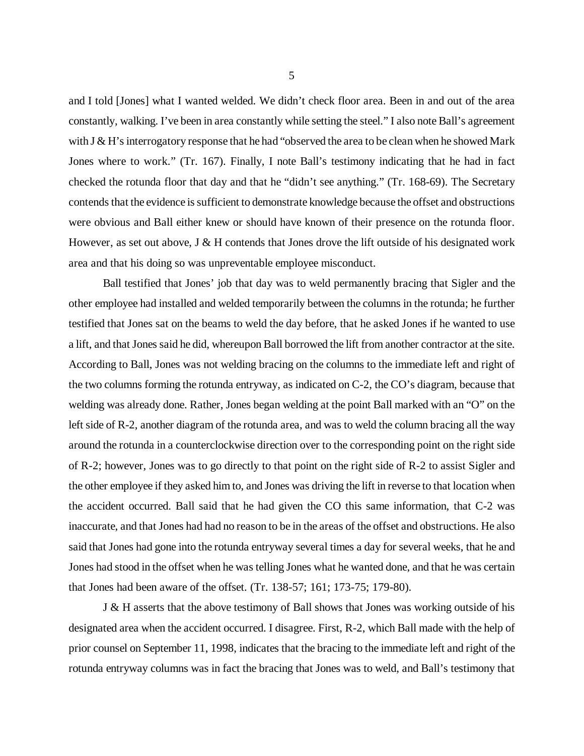and I told [Jones] what I wanted welded. We didn't check floor area. Been in and out of the area constantly, walking. I've been in area constantly while setting the steel." I also note Ball's agreement with J & H's interrogatory response that he had "observed the area to be clean when he showed Mark Jones where to work." (Tr. 167). Finally, I note Ball's testimony indicating that he had in fact checked the rotunda floor that day and that he "didn't see anything." (Tr. 168-69). The Secretary contends that the evidence is sufficient to demonstrate knowledge because the offset and obstructions were obvious and Ball either knew or should have known of their presence on the rotunda floor. However, as set out above, J & H contends that Jones drove the lift outside of his designated work area and that his doing so was unpreventable employee misconduct.

Ball testified that Jones' job that day was to weld permanently bracing that Sigler and the other employee had installed and welded temporarily between the columns in the rotunda; he further testified that Jones sat on the beams to weld the day before, that he asked Jones if he wanted to use a lift, and that Jones said he did, whereupon Ball borrowed the lift from another contractor at the site. According to Ball, Jones was not welding bracing on the columns to the immediate left and right of the two columns forming the rotunda entryway, as indicated on C-2, the CO's diagram, because that welding was already done. Rather, Jones began welding at the point Ball marked with an "O" on the left side of R-2, another diagram of the rotunda area, and was to weld the column bracing all the way around the rotunda in a counterclockwise direction over to the corresponding point on the right side of R-2; however, Jones was to go directly to that point on the right side of R-2 to assist Sigler and the other employee if they asked him to, and Jones was driving the lift in reverse to that location when the accident occurred. Ball said that he had given the CO this same information, that C-2 was inaccurate, and that Jones had had no reason to be in the areas of the offset and obstructions. He also said that Jones had gone into the rotunda entryway several times a day for several weeks, that he and Jones had stood in the offset when he was telling Jones what he wanted done, and that he was certain that Jones had been aware of the offset. (Tr. 138-57; 161; 173-75; 179-80).

J & H asserts that the above testimony of Ball shows that Jones was working outside of his designated area when the accident occurred. I disagree. First, R-2, which Ball made with the help of prior counsel on September 11, 1998, indicates that the bracing to the immediate left and right of the rotunda entryway columns was in fact the bracing that Jones was to weld, and Ball's testimony that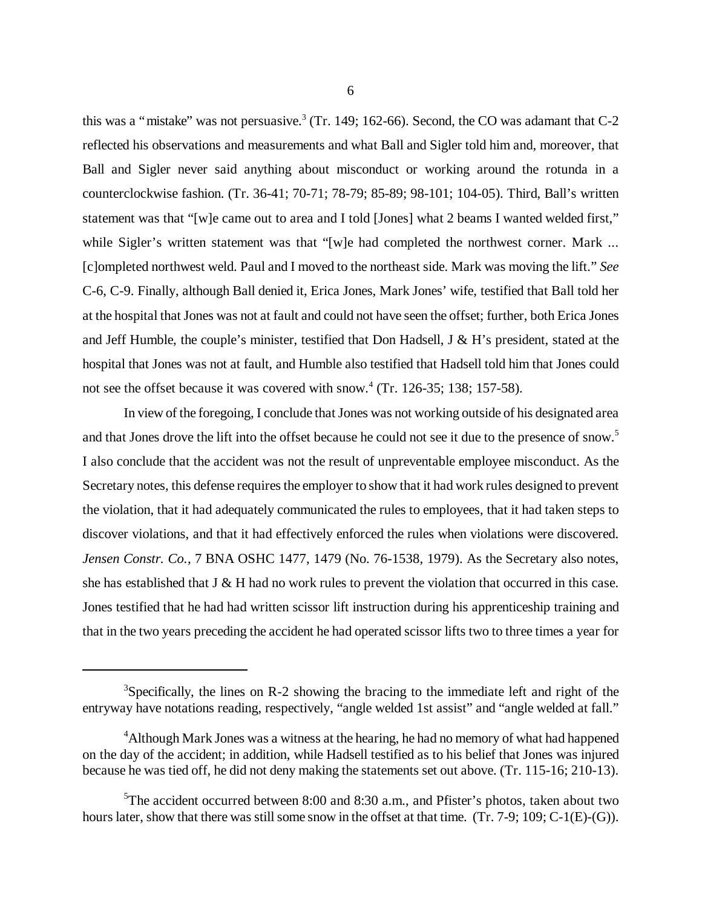this was a "mistake" was not persuasive.[3] (Tr. 149; 162-66). Second, the CO was adamant that C-2 reflected his observations and measurements and what Ball and Sigler told him and, moreover, that Ball and Sigler never said anything about misconduct or working around the rotunda in a counterclockwise fashion. (Tr. 36-41; 70-71; 78-79; 85-89; 98-101; 104-05). Third, Ball's written statement was that "[w]e came out to area and I told [Jones] what 2 beams I wanted welded first," while Sigler's written statement was that "[w]e had completed the northwest corner. Mark ... [c]ompleted northwest weld. Paul and I moved to the northeast side. Mark was moving the lift." *See* C-6, C-9. Finally, although Ball denied it, Erica Jones, Mark Jones' wife, testified that Ball told her at the hospital that Jones was not at fault and could not have seen the offset; further, both Erica Jones and Jeff Humble, the couple's minister, testified that Don Hadsell, J & H's president, stated at the hospital that Jones was not at fault, and Humble also testified that Hadsell told him that Jones could not see the offset because it was covered with snow.[4] (Tr. 126-35; 138; 157-58).

In view of the foregoing, I conclude that Jones was not working outside of his designated area and that Jones drove the lift into the offset because he could not see it due to the presence of snow.[5] I also conclude that the accident was not the result of unpreventable employee misconduct. As the Secretary notes, this defense requires the employer to show that it had work rules designed to prevent the violation, that it had adequately communicated the rules to employees, that it had taken steps to discover violations, and that it had effectively enforced the rules when violations were discovered. *Jensen Constr. Co.*, 7 BNA OSHC 1477, 1479 (No. 76-1538, 1979). As the Secretary also notes, she has established that J & H had no work rules to prevent the violation that occurred in this case. Jones testified that he had had written scissor lift instruction during his apprenticeship training and that in the two years preceding the accident he had operated scissor lifts two to three times a year for

---

[3]Specifically, the lines on R-2 showing the bracing to the immediate left and right of the entryway have notations reading, respectively, "angle welded 1st assist" and "angle welded at fall."

[4]Although Mark Jones was a witness at the hearing, he had no memory of what had happened on the day of the accident; in addition, while Hadsell testified as to his belief that Jones was injured because he was tied off, he did not deny making the statements set out above. (Tr. 115-16; 210-13).

[5]The accident occurred between 8:00 and 8:30 a.m., and Pfister's photos, taken about two hours later, show that there was still some snow in the offset at that time. (Tr. 7-9; 109; C-1(E)-(G)).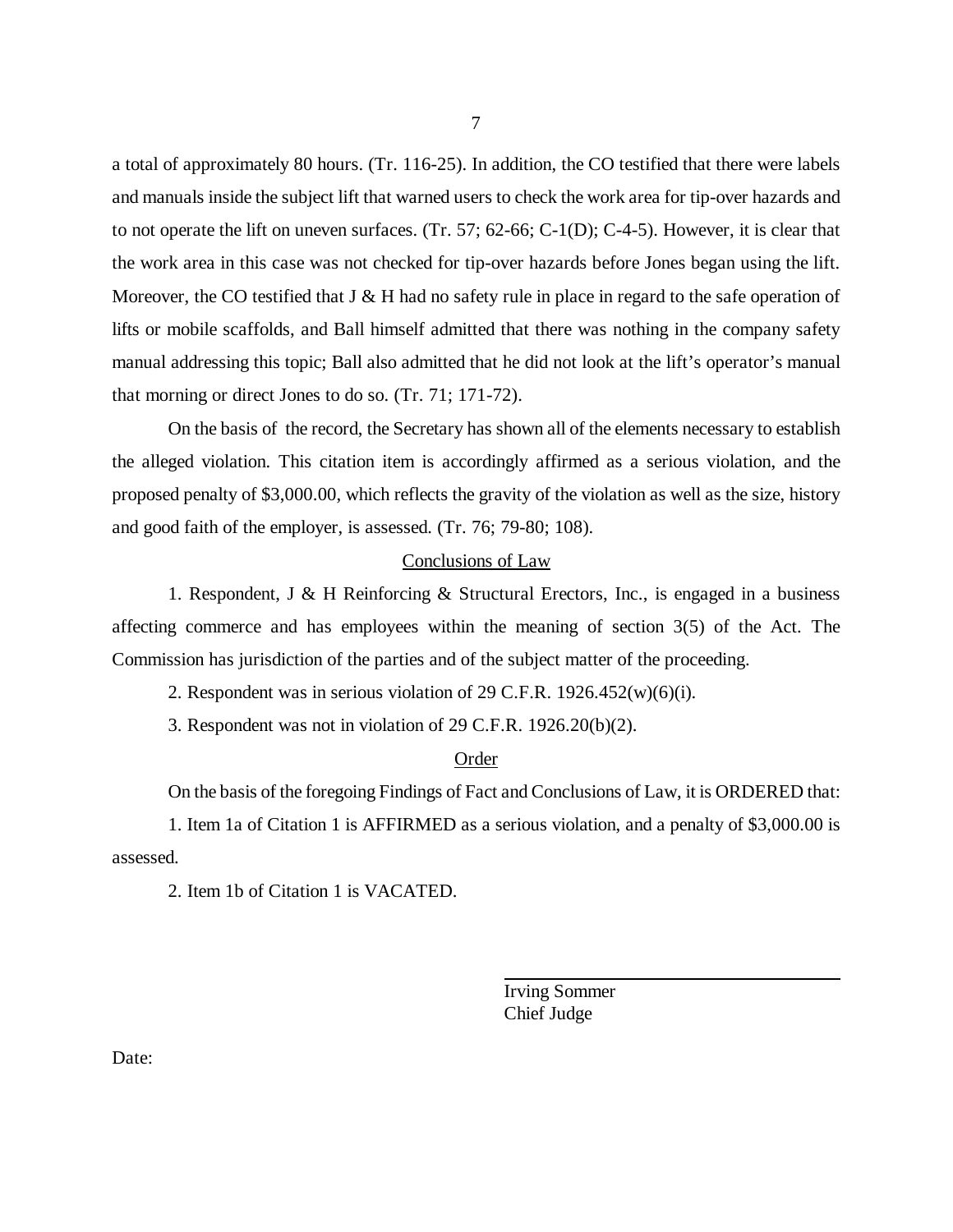a total of approximately 80 hours. (Tr. 116-25). In addition, the CO testified that there were labels and manuals inside the subject lift that warned users to check the work area for tip-over hazards and to not operate the lift on uneven surfaces. (Tr. 57; 62-66; C-1(D); C-4-5). However, it is clear that the work area in this case was not checked for tip-over hazards before Jones began using the lift. Moreover, the CO testified that J & H had no safety rule in place in regard to the safe operation of lifts or mobile scaffolds, and Ball himself admitted that there was nothing in the company safety manual addressing this topic; Ball also admitted that he did not look at the lift's operator's manual that morning or direct Jones to do so. (Tr. 71; 171-72).

On the basis of the record, the Secretary has shown all of the elements necessary to establish the alleged violation. This citation item is accordingly affirmed as a serious violation, and the proposed penalty of $3,000.00, which reflects the gravity of the violation as well as the size, history and good faith of the employer, is assessed. (Tr. 76; 79-80; 108).

## Conclusions of Law

1. Respondent, J & H Reinforcing & Structural Erectors, Inc., is engaged in a business affecting commerce and has employees within the meaning of section 3(5) of the Act. The Commission has jurisdiction of the parties and of the subject matter of the proceeding.

2. Respondent was in serious violation of 29 C.F.R. 1926.452(w)(6)(i).

3. Respondent was not in violation of 29 C.F.R. 1926.20(b)(2).

## Order

On the basis of the foregoing Findings of Fact and Conclusions of Law, it is ORDERED that:

1. Item 1a of Citation 1 is AFFIRMED as a serious violation, and a penalty of $3,000.00 is assessed.

2. Item 1b of Citation 1 is VACATED.

Irving Sommer
Chief Judge

Date: